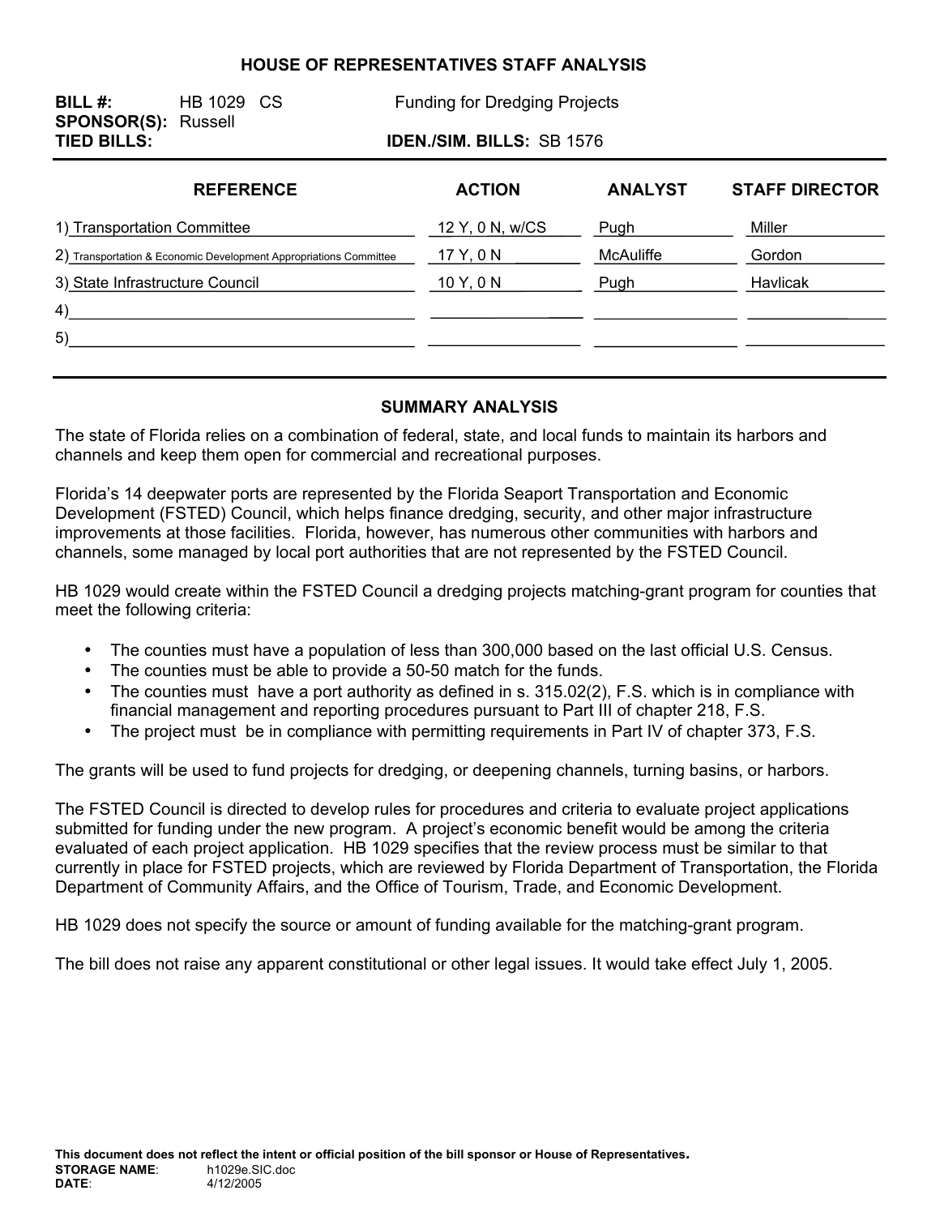# HOUSE OF REPRESENTATIVES STAFF ANALYSIS

**BILL #:** HB 1029 CS &nbsp;&nbsp;&nbsp;&nbsp; Funding for Dredging Projects
**SPONSOR(S):** Russell
**TIED BILLS:** &nbsp;&nbsp;&nbsp;&nbsp; **IDEN./SIM. BILLS:** SB 1576

| REFERENCE | ACTION | ANALYST | STAFF DIRECTOR |
|---|---|---|---|
| 1) Transportation Committee | 12 Y, 0 N, w/CS | Pugh | Miller |
| 2) Transportation & Economic Development Appropriations Committee | 17 Y, 0 N | McAuliffe | Gordon |
| 3) State Infrastructure Council | 10 Y, 0 N | Pugh | Havlicak |
| 4) | | | |
| 5) | | | |

## SUMMARY ANALYSIS

The state of Florida relies on a combination of federal, state, and local funds to maintain its harbors and channels and keep them open for commercial and recreational purposes.

Florida's 14 deepwater ports are represented by the Florida Seaport Transportation and Economic Development (FSTED) Council, which helps finance dredging, security, and other major infrastructure improvements at those facilities. Florida, however, has numerous other communities with harbors and channels, some managed by local port authorities that are not represented by the FSTED Council.

HB 1029 would create within the FSTED Council a dredging projects matching-grant program for counties that meet the following criteria:

- The counties must have a population of less than 300,000 based on the last official U.S. Census.
- The counties must be able to provide a 50-50 match for the funds.
- The counties must have a port authority as defined in s. 315.02(2), F.S. which is in compliance with financial management and reporting procedures pursuant to Part III of chapter 218, F.S.
- The project must be in compliance with permitting requirements in Part IV of chapter 373, F.S.

The grants will be used to fund projects for dredging, or deepening channels, turning basins, or harbors.

The FSTED Council is directed to develop rules for procedures and criteria to evaluate project applications submitted for funding under the new program. A project's economic benefit would be among the criteria evaluated of each project application. HB 1029 specifies that the review process must be similar to that currently in place for FSTED projects, which are reviewed by Florida Department of Transportation, the Florida Department of Community Affairs, and the Office of Tourism, Trade, and Economic Development.

HB 1029 does not specify the source or amount of funding available for the matching-grant program.

The bill does not raise any apparent constitutional or other legal issues. It would take effect July 1, 2005.

**This document does not reflect the intent or official position of the bill sponsor or House of Representatives.**
**STORAGE NAME**: h1029e.SIC.doc
**DATE**: 4/12/2005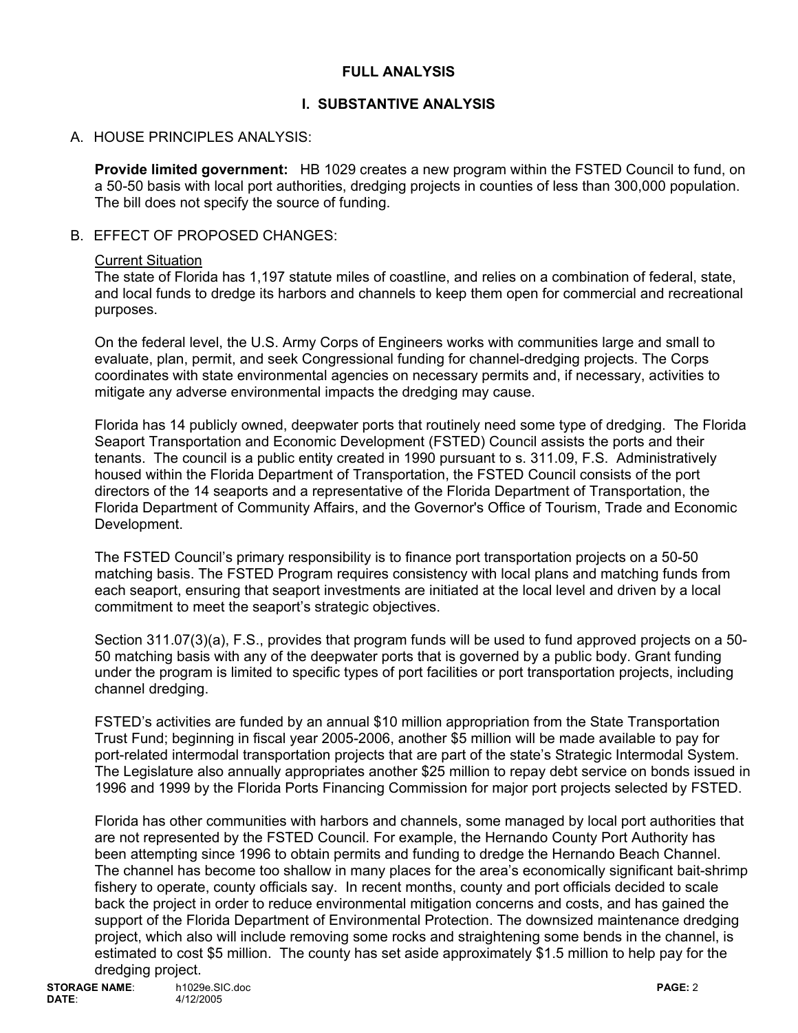# FULL ANALYSIS

## I. SUBSTANTIVE ANALYSIS

### A. HOUSE PRINCIPLES ANALYSIS:

**Provide limited government:** HB 1029 creates a new program within the FSTED Council to fund, on a 50-50 basis with local port authorities, dredging projects in counties of less than 300,000 population. The bill does not specify the source of funding.

### B. EFFECT OF PROPOSED CHANGES:

Current Situation

The state of Florida has 1,197 statute miles of coastline, and relies on a combination of federal, state, and local funds to dredge its harbors and channels to keep them open for commercial and recreational purposes.

On the federal level, the U.S. Army Corps of Engineers works with communities large and small to evaluate, plan, permit, and seek Congressional funding for channel-dredging projects. The Corps coordinates with state environmental agencies on necessary permits and, if necessary, activities to mitigate any adverse environmental impacts the dredging may cause.

Florida has 14 publicly owned, deepwater ports that routinely need some type of dredging. The Florida Seaport Transportation and Economic Development (FSTED) Council assists the ports and their tenants. The council is a public entity created in 1990 pursuant to s. 311.09, F.S. Administratively housed within the Florida Department of Transportation, the FSTED Council consists of the port directors of the 14 seaports and a representative of the Florida Department of Transportation, the Florida Department of Community Affairs, and the Governor's Office of Tourism, Trade and Economic Development.

The FSTED Council's primary responsibility is to finance port transportation projects on a 50-50 matching basis. The FSTED Program requires consistency with local plans and matching funds from each seaport, ensuring that seaport investments are initiated at the local level and driven by a local commitment to meet the seaport's strategic objectives.

Section 311.07(3)(a), F.S., provides that program funds will be used to fund approved projects on a 50-50 matching basis with any of the deepwater ports that is governed by a public body. Grant funding under the program is limited to specific types of port facilities or port transportation projects, including channel dredging.

FSTED's activities are funded by an annual $10 million appropriation from the State Transportation Trust Fund; beginning in fiscal year 2005-2006, another $5 million will be made available to pay for port-related intermodal transportation projects that are part of the state's Strategic Intermodal System. The Legislature also annually appropriates another $25 million to repay debt service on bonds issued in 1996 and 1999 by the Florida Ports Financing Commission for major port projects selected by FSTED.

Florida has other communities with harbors and channels, some managed by local port authorities that are not represented by the FSTED Council. For example, the Hernando County Port Authority has been attempting since 1996 to obtain permits and funding to dredge the Hernando Beach Channel. The channel has become too shallow in many places for the area's economically significant bait-shrimp fishery to operate, county officials say. In recent months, county and port officials decided to scale back the project in order to reduce environmental mitigation concerns and costs, and has gained the support of the Florida Department of Environmental Protection. The downsized maintenance dredging project, which also will include removing some rocks and straightening some bends in the channel, is estimated to cost $5 million. The county has set aside approximately $1.5 million to help pay for the dredging project.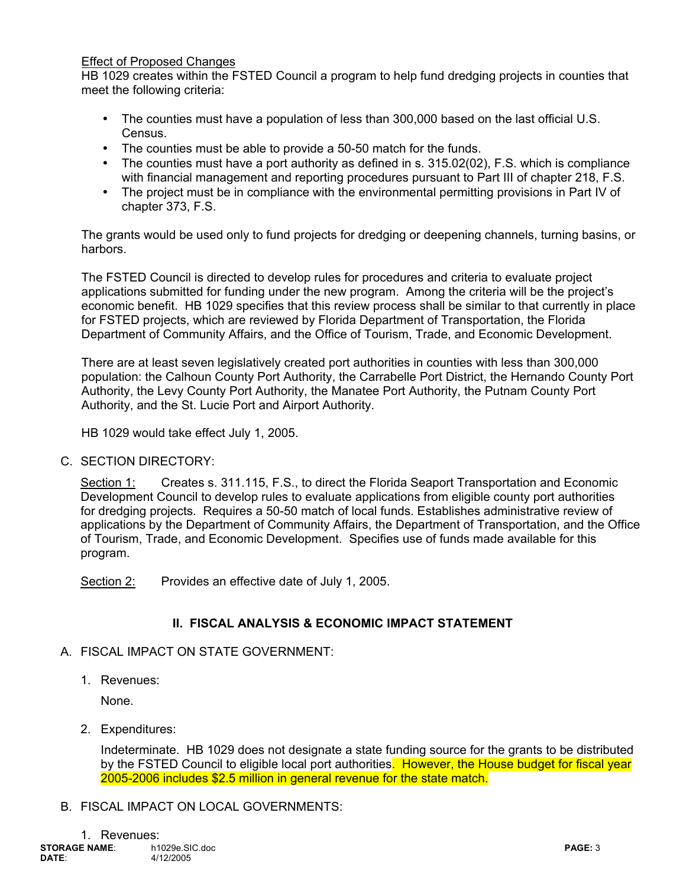Effect of Proposed Changes

HB 1029 creates within the FSTED Council a program to help fund dredging projects in counties that meet the following criteria:

- The counties must have a population of less than 300,000 based on the last official U.S. Census.
- The counties must be able to provide a 50-50 match for the funds.
- The counties must have a port authority as defined in s. 315.02(02), F.S. which is compliance with financial management and reporting procedures pursuant to Part III of chapter 218, F.S.
- The project must be in compliance with the environmental permitting provisions in Part IV of chapter 373, F.S.

The grants would be used only to fund projects for dredging or deepening channels, turning basins, or harbors.

The FSTED Council is directed to develop rules for procedures and criteria to evaluate project applications submitted for funding under the new program. Among the criteria will be the project's economic benefit. HB 1029 specifies that this review process shall be similar to that currently in place for FSTED projects, which are reviewed by Florida Department of Transportation, the Florida Department of Community Affairs, and the Office of Tourism, Trade, and Economic Development.

There are at least seven legislatively created port authorities in counties with less than 300,000 population: the Calhoun County Port Authority, the Carrabelle Port District, the Hernando County Port Authority, the Levy County Port Authority, the Manatee Port Authority, the Putnam County Port Authority, and the St. Lucie Port and Airport Authority.

HB 1029 would take effect July 1, 2005.

C. SECTION DIRECTORY:

Section 1: Creates s. 311.115, F.S., to direct the Florida Seaport Transportation and Economic Development Council to develop rules to evaluate applications from eligible county port authorities for dredging projects. Requires a 50-50 match of local funds. Establishes administrative review of applications by the Department of Community Affairs, the Department of Transportation, and the Office of Tourism, Trade, and Economic Development. Specifies use of funds made available for this program.

Section 2: Provides an effective date of July 1, 2005.

## II. FISCAL ANALYSIS & ECONOMIC IMPACT STATEMENT

A. FISCAL IMPACT ON STATE GOVERNMENT:

1. Revenues:

   None.

2. Expenditures:

   Indeterminate. HB 1029 does not designate a state funding source for the grants to be distributed by the FSTED Council to eligible local port authorities. However, the House budget for fiscal year 2005-2006 includes $2.5 million in general revenue for the state match.

B. FISCAL IMPACT ON LOCAL GOVERNMENTS:

1. Revenues: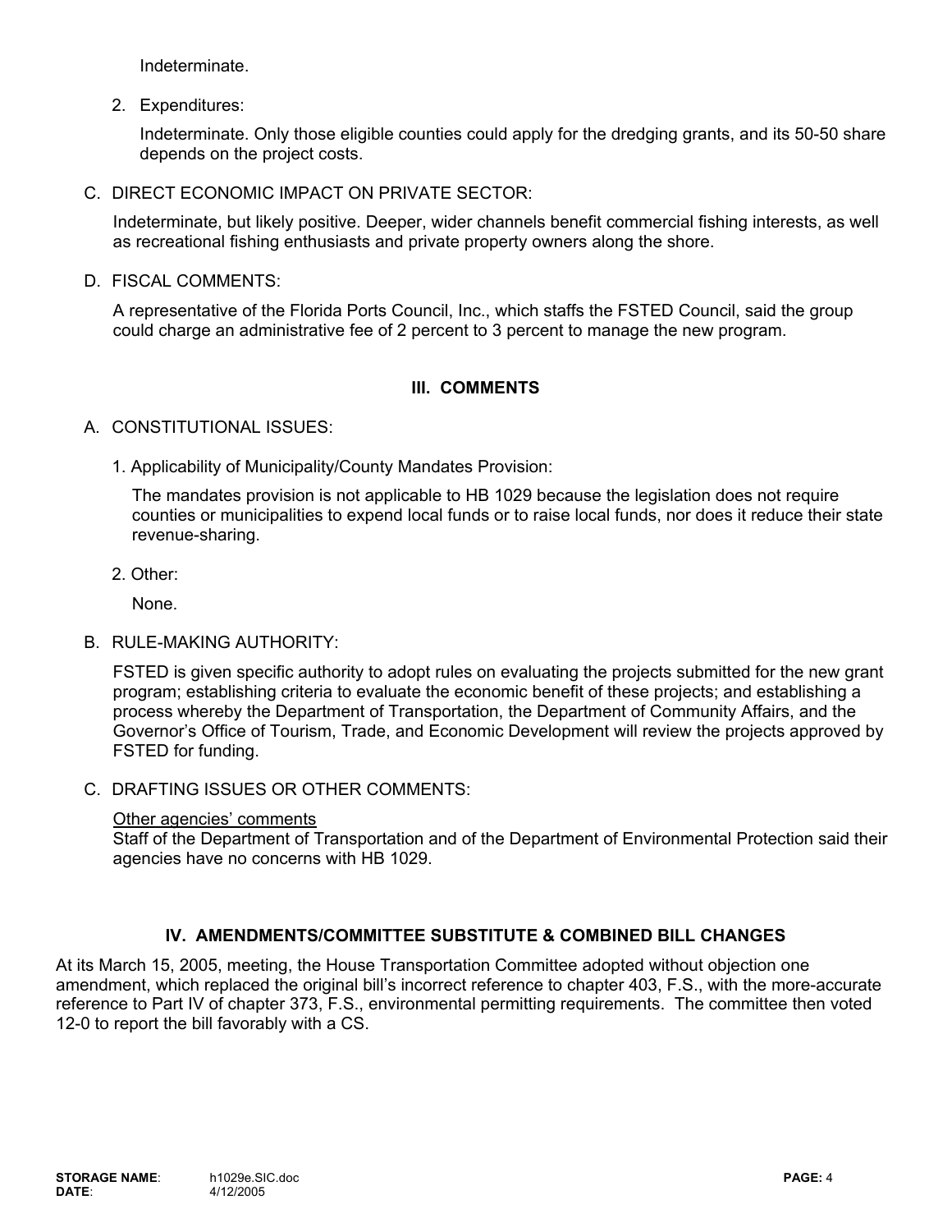Indeterminate.

2. Expenditures:

   Indeterminate. Only those eligible counties could apply for the dredging grants, and its 50-50 share depends on the project costs.

C. DIRECT ECONOMIC IMPACT ON PRIVATE SECTOR:

   Indeterminate, but likely positive. Deeper, wider channels benefit commercial fishing interests, as well as recreational fishing enthusiasts and private property owners along the shore.

D. FISCAL COMMENTS:

   A representative of the Florida Ports Council, Inc., which staffs the FSTED Council, said the group could charge an administrative fee of 2 percent to 3 percent to manage the new program.

## III. COMMENTS

A. CONSTITUTIONAL ISSUES:

1. Applicability of Municipality/County Mandates Provision:

   The mandates provision is not applicable to HB 1029 because the legislation does not require counties or municipalities to expend local funds or to raise local funds, nor does it reduce their state revenue-sharing.

2. Other:

   None.

B. RULE-MAKING AUTHORITY:

   FSTED is given specific authority to adopt rules on evaluating the projects submitted for the new grant program; establishing criteria to evaluate the economic benefit of these projects; and establishing a process whereby the Department of Transportation, the Department of Community Affairs, and the Governor's Office of Tourism, Trade, and Economic Development will review the projects approved by FSTED for funding.

C. DRAFTING ISSUES OR OTHER COMMENTS:

   Other agencies' comments
   Staff of the Department of Transportation and of the Department of Environmental Protection said their agencies have no concerns with HB 1029.

## IV. AMENDMENTS/COMMITTEE SUBSTITUTE & COMBINED BILL CHANGES

At its March 15, 2005, meeting, the House Transportation Committee adopted without objection one amendment, which replaced the original bill's incorrect reference to chapter 403, F.S., with the more-accurate reference to Part IV of chapter 373, F.S., environmental permitting requirements. The committee then voted 12-0 to report the bill favorably with a CS.